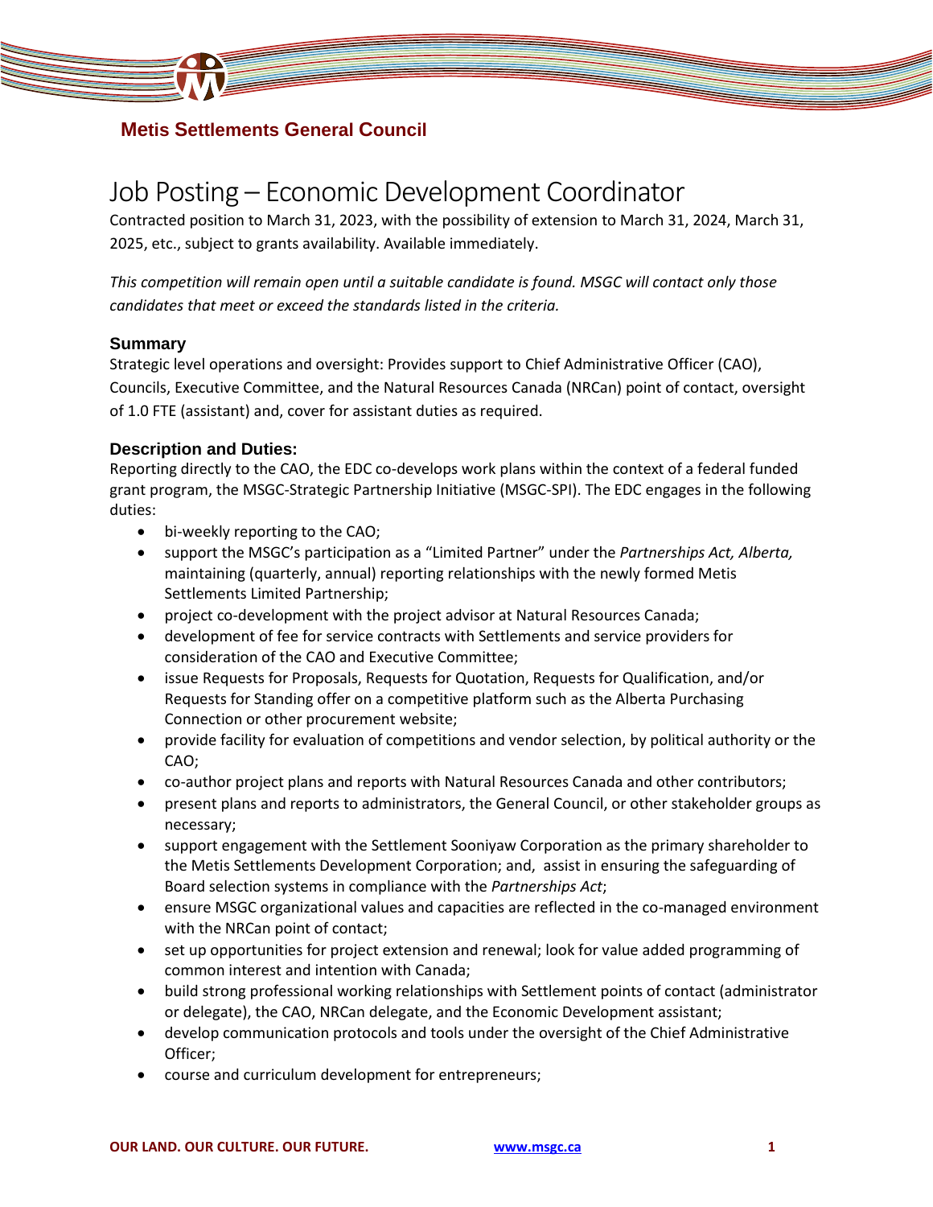**Metis Settlements General Council**

# Job Posting – Economic Development Coordinator

Contracted position to March 31, 2023, with the possibility of extension to March 31, 2024, March 31, 2025, etc., subject to grants availability. Available immediately.

*This competition will remain open until a suitable candidate is found. MSGC will contact only those candidates that meet or exceed the standards listed in the criteria.*

### Summary

Strategic level operations and oversight: Provides support to Chief Administrative Officer (CAO), Councils, Executive Committee, and the Natural Resources Canada (NRCan) point of contact, oversight of 1.0 FTE (assistant) and, cover for assistant duties as required.

### Description and Duties:

Reporting directly to the CAO, the EDC co-develops work plans within the context of a federal funded grant program, the MSGC-Strategic Partnership Initiative (MSGC-SPI). The EDC engages in the following duties:

- bi-weekly reporting to the CAO;
- support the MSGC's participation as a "Limited Partner" under the *Partnerships Act, Alberta,* maintaining (quarterly, annual) reporting relationships with the newly formed Metis Settlements Limited Partnership;
- project co-development with the project advisor at Natural Resources Canada;
- development of fee for service contracts with Settlements and service providers for consideration of the CAO and Executive Committee;
- issue Requests for Proposals, Requests for Quotation, Requests for Qualification, and/or Requests for Standing offer on a competitive platform such as the Alberta Purchasing Connection or other procurement website;
- provide facility for evaluation of competitions and vendor selection, by political authority or the CAO;
- co-author project plans and reports with Natural Resources Canada and other contributors;
- present plans and reports to administrators, the General Council, or other stakeholder groups as necessary;
- support engagement with the Settlement Sooniyaw Corporation as the primary shareholder to the Metis Settlements Development Corporation; and, assist in ensuring the safeguarding of Board selection systems in compliance with the *Partnerships Act*;
- ensure MSGC organizational values and capacities are reflected in the co-managed environment with the NRCan point of contact;
- set up opportunities for project extension and renewal; look for value added programming of common interest and intention with Canada;
- build strong professional working relationships with Settlement points of contact (administrator or delegate), the CAO, NRCan delegate, and the Economic Development assistant;
- develop communication protocols and tools under the oversight of the Chief Administrative Officer;
- course and curriculum development for entrepreneurs;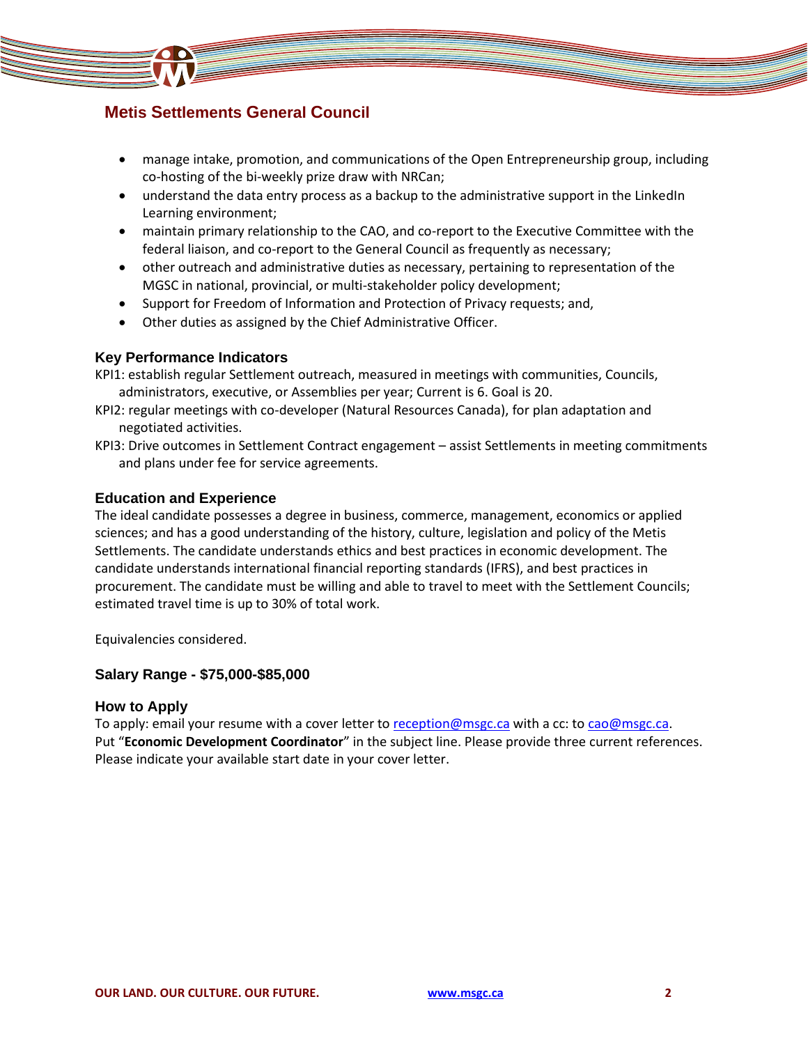- manage intake, promotion, and communications of the Open Entrepreneurship group, including co-hosting of the bi-weekly prize draw with NRCan;
- understand the data entry process as a backup to the administrative support in the LinkedIn Learning environment;
- maintain primary relationship to the CAO, and co-report to the Executive Committee with the federal liaison, and co-report to the General Council as frequently as necessary;
- other outreach and administrative duties as necessary, pertaining to representation of the MGSC in national, provincial, or multi-stakeholder policy development;
- Support for Freedom of Information and Protection of Privacy requests; and,
- Other duties as assigned by the Chief Administrative Officer.

## Key Performance Indicators

KPI1: establish regular Settlement outreach, measured in meetings with communities, Councils, administrators, executive, or Assemblies per year; Current is 6. Goal is 20.

KPI2: regular meetings with co-developer (Natural Resources Canada), for plan adaptation and negotiated activities.

KPI3: Drive outcomes in Settlement Contract engagement – assist Settlements in meeting commitments and plans under fee for service agreements.

## Education and Experience

The ideal candidate possesses a degree in business, commerce, management, economics or applied sciences; and has a good understanding of the history, culture, legislation and policy of the Metis Settlements. The candidate understands ethics and best practices in economic development. The candidate understands international financial reporting standards (IFRS), and best practices in procurement. The candidate must be willing and able to travel to meet with the Settlement Councils; estimated travel time is up to 30% of total work.

Equivalencies considered.

## Salary Range - $75,000-$85,000

## How to Apply

To apply: email your resume with a cover letter to reception@msgc.ca with a cc: to cao@msgc.ca. Put "**Economic Development Coordinator**" in the subject line. Please provide three current references. Please indicate your available start date in your cover letter.